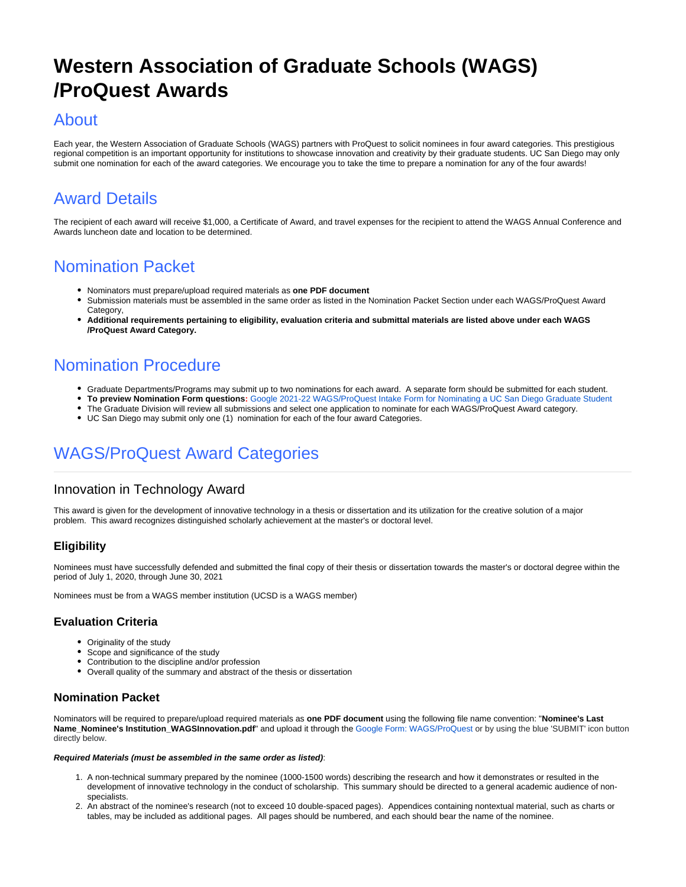# Western Association of Graduate Schools (WAGS) /ProQuest Awards

## About

Each year, the Western Association of Graduate Schools (WAGS) partners with ProQuest to solicit nominees in four award categories. This prestigious regional competition is an important opportunity for institutions to showcase innovation and creativity by their graduate students. UC San Diego may only submit one nomination for each of the award categories. We encourage you to take the time to prepare a nomination for any of the four awards!

## Award Details

The recipient of each award will receive $1,000, a Certificate of Award, and travel expenses for the recipient to attend the WAGS Annual Conference and Awards luncheon date and location to be determined.

## Nomination Packet

- Nominators must prepare/upload required materials as **one PDF document**
- Submission materials must be assembled in the same order as listed in the Nomination Packet Section under each WAGS/ProQuest Award Category,
- **Additional requirements pertaining to eligibility, evaluation criteria and submittal materials are listed above under each WAGS /ProQuest Award Category.**

## Nomination Procedure

- Graduate Departments/Programs may submit up to two nominations for each award. A separate form should be submitted for each student.
- **To preview Nomination Form questions:** Google 2021-22 WAGS/ProQuest Intake Form for Nominating a UC San Diego Graduate Student
- The Graduate Division will review all submissions and select one application to nominate for each WAGS/ProQuest Award category.
- UC San Diego may submit only one (1) nomination for each of the four award Categories.

## WAGS/ProQuest Award Categories

### Innovation in Technology Award

This award is given for the development of innovative technology in a thesis or dissertation and its utilization for the creative solution of a major problem. This award recognizes distinguished scholarly achievement at the master's or doctoral level.

#### Eligibility

Nominees must have successfully defended and submitted the final copy of their thesis or dissertation towards the master's or doctoral degree within the period of July 1, 2020, through June 30, 2021

Nominees must be from a WAGS member institution (UCSD is a WAGS member)

#### Evaluation Criteria

- Originality of the study
- Scope and significance of the study
- Contribution to the discipline and/or profession
- Overall quality of the summary and abstract of the thesis or dissertation

#### Nomination Packet

Nominators will be required to prepare/upload required materials as **one PDF document** using the following file name convention: "**Nominee's Last Name_Nominee's Institution_WAGSInnovation.pdf**" and upload it through the Google Form: WAGS/ProQuest or by using the blue 'SUBMIT' icon button directly below.

***Required Materials (must be assembled in the same order as listed)***:

1. A non-technical summary prepared by the nominee (1000-1500 words) describing the research and how it demonstrates or resulted in the development of innovative technology in the conduct of scholarship. This summary should be directed to a general academic audience of non-specialists.
2. An abstract of the nominee's research (not to exceed 10 double-spaced pages). Appendices containing nontextual material, such as charts or tables, may be included as additional pages. All pages should be numbered, and each should bear the name of the nominee.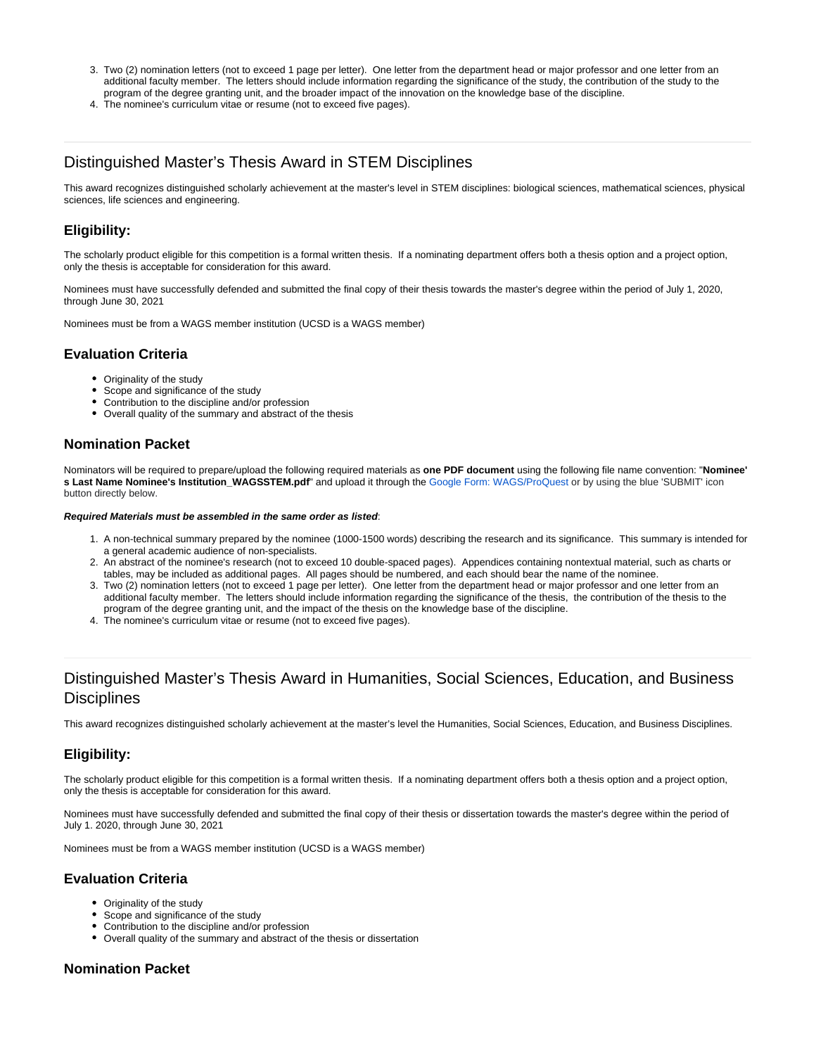3. Two (2) nomination letters (not to exceed 1 page per letter). One letter from the department head or major professor and one letter from an additional faculty member. The letters should include information regarding the significance of the study, the contribution of the study to the program of the degree granting unit, and the broader impact of the innovation on the knowledge base of the discipline.
4. The nominee's curriculum vitae or resume (not to exceed five pages).

---

## Distinguished Master's Thesis Award in STEM Disciplines

This award recognizes distinguished scholarly achievement at the master's level in STEM disciplines: biological sciences, mathematical sciences, physical sciences, life sciences and engineering.

### Eligibility:

The scholarly product eligible for this competition is a formal written thesis. If a nominating department offers both a thesis option and a project option, only the thesis is acceptable for consideration for this award.

Nominees must have successfully defended and submitted the final copy of their thesis towards the master's degree within the period of July 1, 2020, through June 30, 2021

Nominees must be from a WAGS member institution (UCSD is a WAGS member)

### Evaluation Criteria

- Originality of the study
- Scope and significance of the study
- Contribution to the discipline and/or profession
- Overall quality of the summary and abstract of the thesis

### Nomination Packet

Nominators will be required to prepare/upload the following required materials as **one PDF document** using the following file name convention: "**Nominee's Last Name Nominee's Institution_WAGSSTEM.pdf**" and upload it through the Google Form: WAGS/ProQuest or by using the blue 'SUBMIT' icon button directly below.

***Required Materials must be assembled in the same order as listed***:

1. A non-technical summary prepared by the nominee (1000-1500 words) describing the research and its significance. This summary is intended for a general academic audience of non-specialists.
2. An abstract of the nominee's research (not to exceed 10 double-spaced pages). Appendices containing nontextual material, such as charts or tables, may be included as additional pages. All pages should be numbered, and each should bear the name of the nominee.
3. Two (2) nomination letters (not to exceed 1 page per letter). One letter from the department head or major professor and one letter from an additional faculty member. The letters should include information regarding the significance of the thesis, the contribution of the thesis to the program of the degree granting unit, and the impact of the thesis on the knowledge base of the discipline.
4. The nominee's curriculum vitae or resume (not to exceed five pages).

---

## Distinguished Master's Thesis Award in Humanities, Social Sciences, Education, and Business Disciplines

This award recognizes distinguished scholarly achievement at the master's level the Humanities, Social Sciences, Education, and Business Disciplines.

### Eligibility:

The scholarly product eligible for this competition is a formal written thesis. If a nominating department offers both a thesis option and a project option, only the thesis is acceptable for consideration for this award.

Nominees must have successfully defended and submitted the final copy of their thesis or dissertation towards the master's degree within the period of July 1. 2020, through June 30, 2021

Nominees must be from a WAGS member institution (UCSD is a WAGS member)

### Evaluation Criteria

- Originality of the study
- Scope and significance of the study
- Contribution to the discipline and/or profession
- Overall quality of the summary and abstract of the thesis or dissertation

### Nomination Packet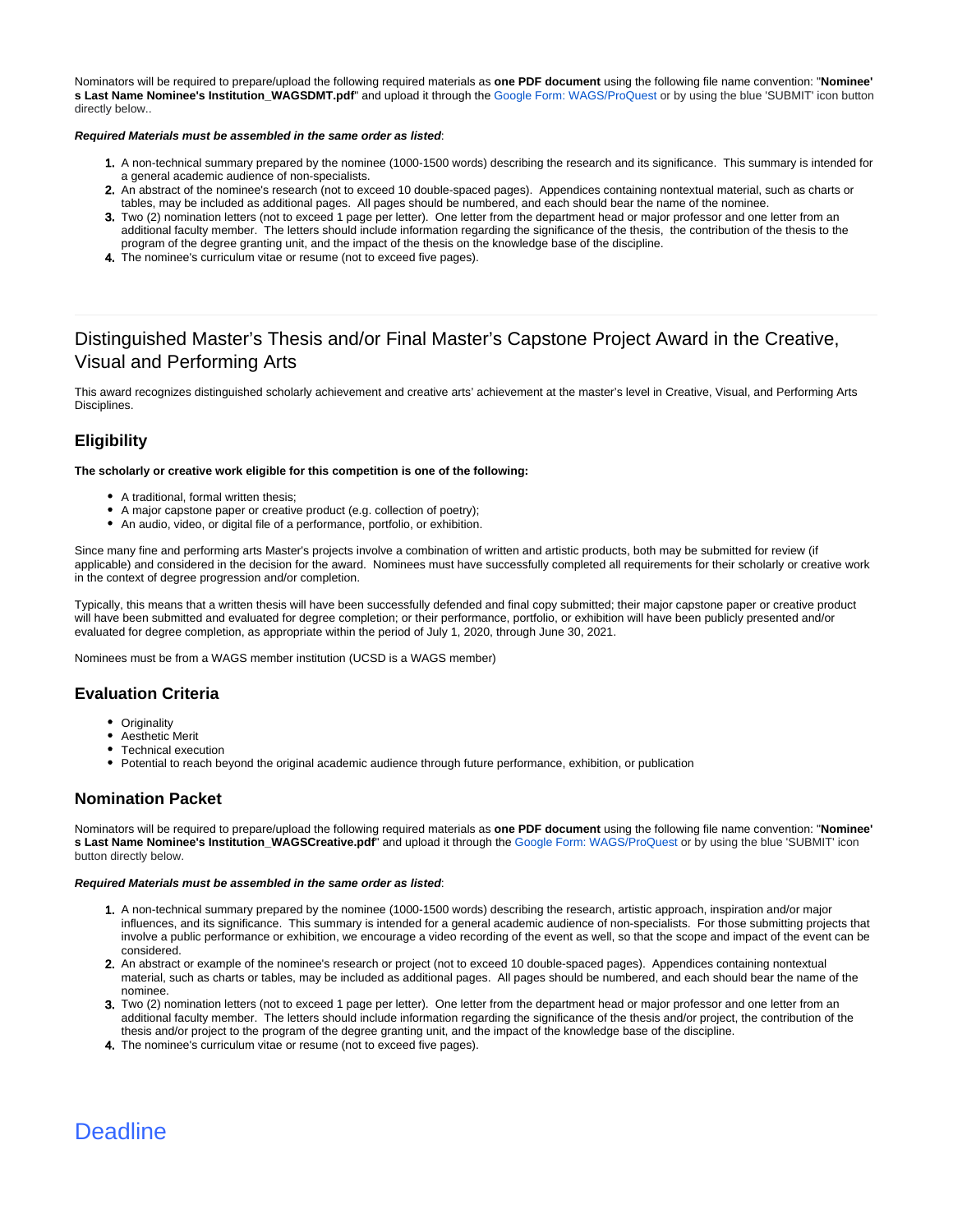Nominators will be required to prepare/upload the following required materials as **one PDF document** using the following file name convention: "**Nominee's Last Name Nominee's Institution_WAGSDMT.pdf**" and upload it through the Google Form: WAGS/ProQuest or by using the blue 'SUBMIT' icon button directly below..

***Required Materials must be assembled in the same order as listed***:

1. A non-technical summary prepared by the nominee (1000-1500 words) describing the research and its significance. This summary is intended for a general academic audience of non-specialists.
2. An abstract of the nominee's research (not to exceed 10 double-spaced pages). Appendices containing nontextual material, such as charts or tables, may be included as additional pages. All pages should be numbered, and each should bear the name of the nominee.
3. Two (2) nomination letters (not to exceed 1 page per letter). One letter from the department head or major professor and one letter from an additional faculty member. The letters should include information regarding the significance of the thesis, the contribution of the thesis to the program of the degree granting unit, and the impact of the thesis on the knowledge base of the discipline.
4. The nominee's curriculum vitae or resume (not to exceed five pages).

---

## Distinguished Master's Thesis and/or Final Master's Capstone Project Award in the Creative, Visual and Performing Arts

This award recognizes distinguished scholarly achievement and creative arts' achievement at the master's level in Creative, Visual, and Performing Arts Disciplines.

### Eligibility

**The scholarly or creative work eligible for this competition is one of the following:**

- A traditional, formal written thesis;
- A major capstone paper or creative product (e.g. collection of poetry);
- An audio, video, or digital file of a performance, portfolio, or exhibition.

Since many fine and performing arts Master's projects involve a combination of written and artistic products, both may be submitted for review (if applicable) and considered in the decision for the award. Nominees must have successfully completed all requirements for their scholarly or creative work in the context of degree progression and/or completion.

Typically, this means that a written thesis will have been successfully defended and final copy submitted; their major capstone paper or creative product will have been submitted and evaluated for degree completion; or their performance, portfolio, or exhibition will have been publicly presented and/or evaluated for degree completion, as appropriate within the period of July 1, 2020, through June 30, 2021.

Nominees must be from a WAGS member institution (UCSD is a WAGS member)

### Evaluation Criteria

- Originality
- Aesthetic Merit
- Technical execution
- Potential to reach beyond the original academic audience through future performance, exhibition, or publication

### Nomination Packet

Nominators will be required to prepare/upload the following required materials as **one PDF document** using the following file name convention: "**Nominee's Last Name Nominee's Institution_WAGSCreative.pdf**" and upload it through the Google Form: WAGS/ProQuest or by using the blue 'SUBMIT' icon button directly below.

***Required Materials must be assembled in the same order as listed***:

1. A non-technical summary prepared by the nominee (1000-1500 words) describing the research, artistic approach, inspiration and/or major influences, and its significance. This summary is intended for a general academic audience of non-specialists. For those submitting projects that involve a public performance or exhibition, we encourage a video recording of the event as well, so that the scope and impact of the event can be considered.
2. An abstract or example of the nominee's research or project (not to exceed 10 double-spaced pages). Appendices containing nontextual material, such as charts or tables, may be included as additional pages. All pages should be numbered, and each should bear the name of the nominee.
3. Two (2) nomination letters (not to exceed 1 page per letter). One letter from the department head or major professor and one letter from an additional faculty member. The letters should include information regarding the significance of the thesis and/or project, the contribution of the thesis and/or project to the program of the degree granting unit, and the impact of the knowledge base of the discipline.
4. The nominee's curriculum vitae or resume (not to exceed five pages).

# Deadline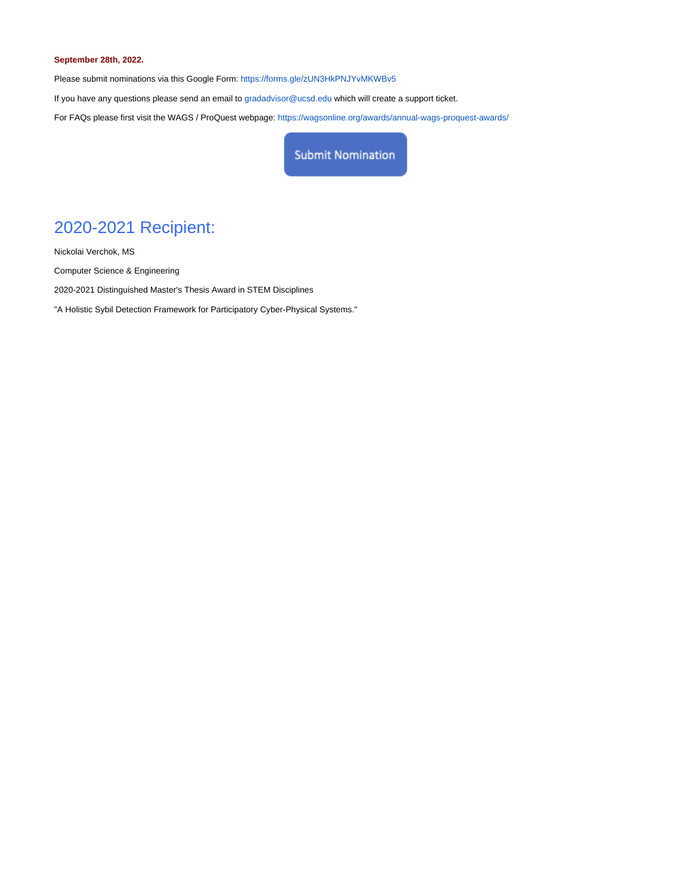**September 28th, 2022.**

Please submit nominations via this Google Form: https://forms.gle/zUN3HkPNJYvMKWBv5

If you have any questions please send an email to gradadvisor@ucsd.edu which will create a support ticket.

For FAQs please first visit the WAGS / ProQuest webpage: https://wagsonline.org/awards/annual-wags-proquest-awards/

Submit Nomination

## 2020-2021 Recipient:

Nickolai Verchok, MS

Computer Science & Engineering

2020-2021 Distinguished Master's Thesis Award in STEM Disciplines

"A Holistic Sybil Detection Framework for Participatory Cyber-Physical Systems."